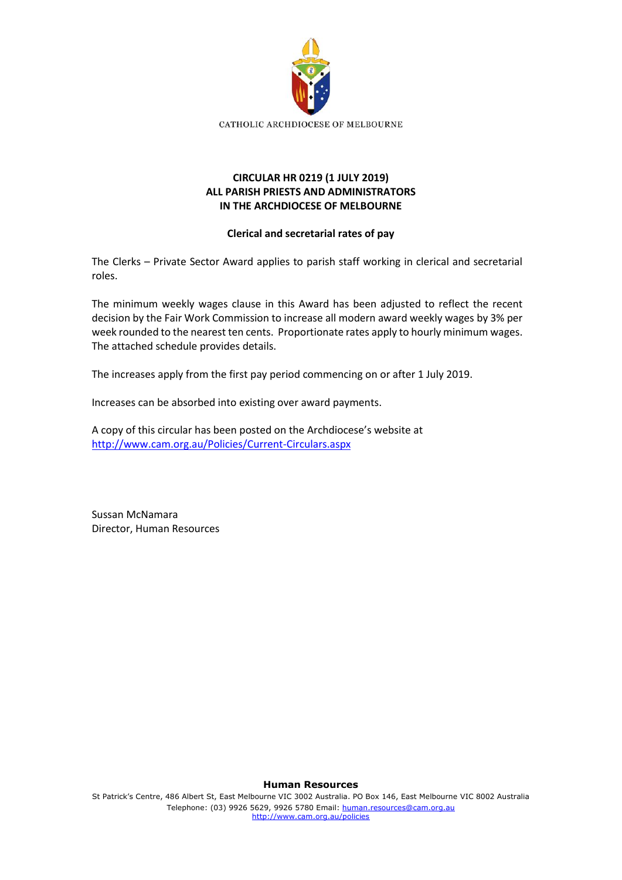CATHOLIC ARCHDIOCESE OF MELBOURNE

**CIRCULAR HR 0219 (1 JULY 2019)**
**ALL PARISH PRIESTS AND ADMINISTRATORS**
**IN THE ARCHDIOCESE OF MELBOURNE**

**Clerical and secretarial rates of pay**

The Clerks – Private Sector Award applies to parish staff working in clerical and secretarial roles.

The minimum weekly wages clause in this Award has been adjusted to reflect the recent decision by the Fair Work Commission to increase all modern award weekly wages by 3% per week rounded to the nearest ten cents. Proportionate rates apply to hourly minimum wages. The attached schedule provides details.

The increases apply from the first pay period commencing on or after 1 July 2019.

Increases can be absorbed into existing over award payments.

A copy of this circular has been posted on the Archdiocese's website at
http://www.cam.org.au/Policies/Current-Circulars.aspx

Sussan McNamara
Director, Human Resources

**Human Resources**
St Patrick's Centre, 486 Albert St, East Melbourne VIC 3002 Australia. PO Box 146, East Melbourne VIC 8002 Australia
Telephone: (03) 9926 5629, 9926 5780 Email: human.resources@cam.org.au
http://www.cam.org.au/policies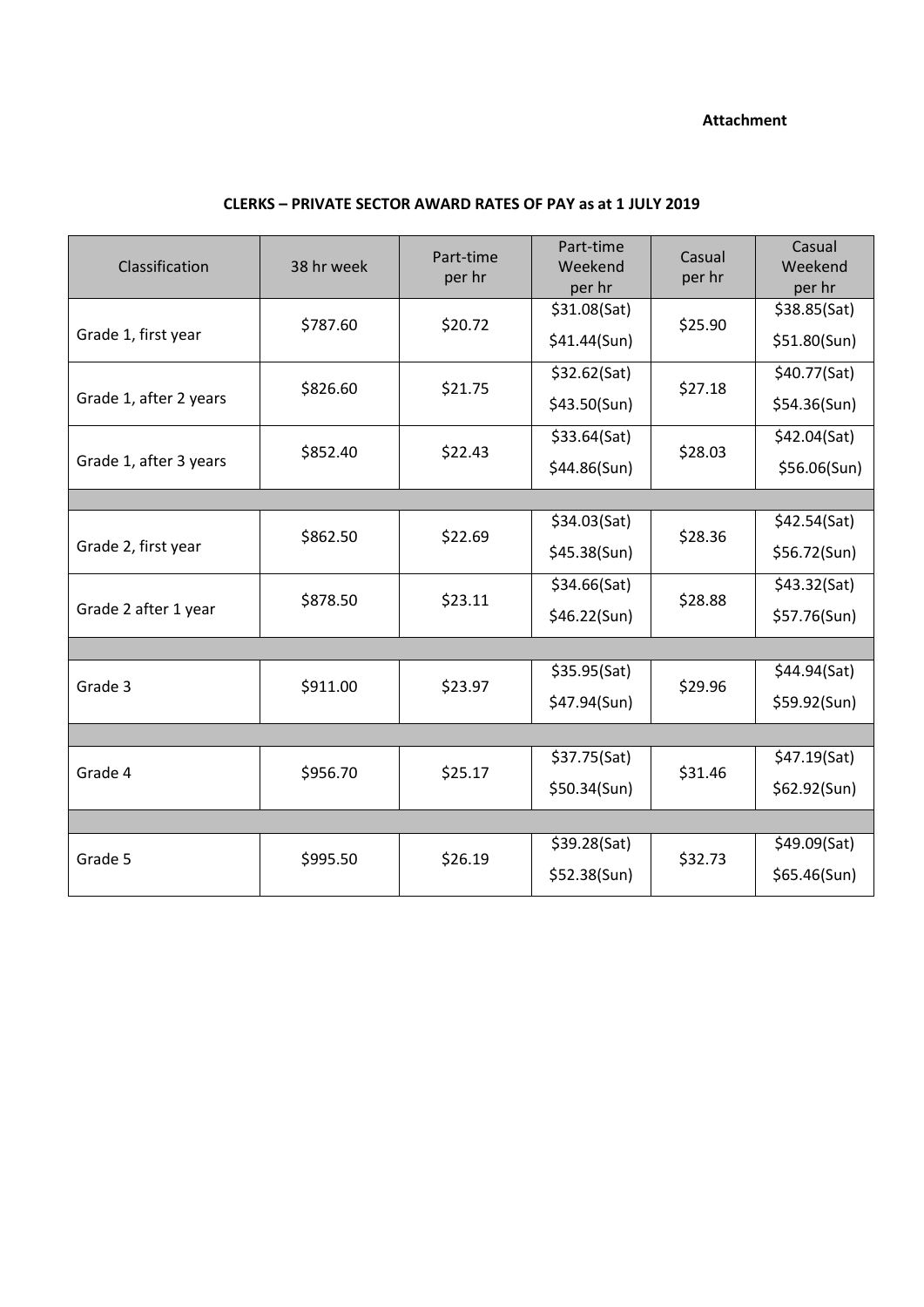**Attachment**

**CLERKS – PRIVATE SECTOR AWARD RATES OF PAY as at 1 JULY 2019**

| Classification | 38 hr week | Part-time per hr | Part-time Weekend per hr | Casual per hr | Casual Weekend per hr |
|---|---|---|---|---|---|
| Grade 1, first year | $787.60 | $20.72 | $31.08(Sat) $41.44(Sun) | $25.90 | $38.85(Sat) $51.80(Sun) |
| Grade 1, after 2 years | $826.60 | $21.75 | $32.62(Sat) $43.50(Sun) | $27.18 | $40.77(Sat) $54.36(Sun) |
| Grade 1, after 3 years | $852.40 | $22.43 | $33.64(Sat) $44.86(Sun) | $28.03 | $42.04(Sat) $56.06(Sun) |
| | | | | | |
| Grade 2, first year | $862.50 | $22.69 | $34.03(Sat) $45.38(Sun) | $28.36 | $42.54(Sat) $56.72(Sun) |
| Grade 2 after 1 year | $878.50 | $23.11 | $34.66(Sat) $46.22(Sun) | $28.88 | $43.32(Sat) $57.76(Sun) |
| | | | | | |
| Grade 3 | $911.00 | $23.97 | $35.95(Sat) $47.94(Sun) | $29.96 | $44.94(Sat) $59.92(Sun) |
| | | | | | |
| Grade 4 | $956.70 | $25.17 | $37.75(Sat) $50.34(Sun) | $31.46 | $47.19(Sat) $62.92(Sun) |
| | | | | | |
| Grade 5 | $995.50 | $26.19 | $39.28(Sat) $52.38(Sun) | $32.73 | $49.09(Sat) $65.46(Sun) |